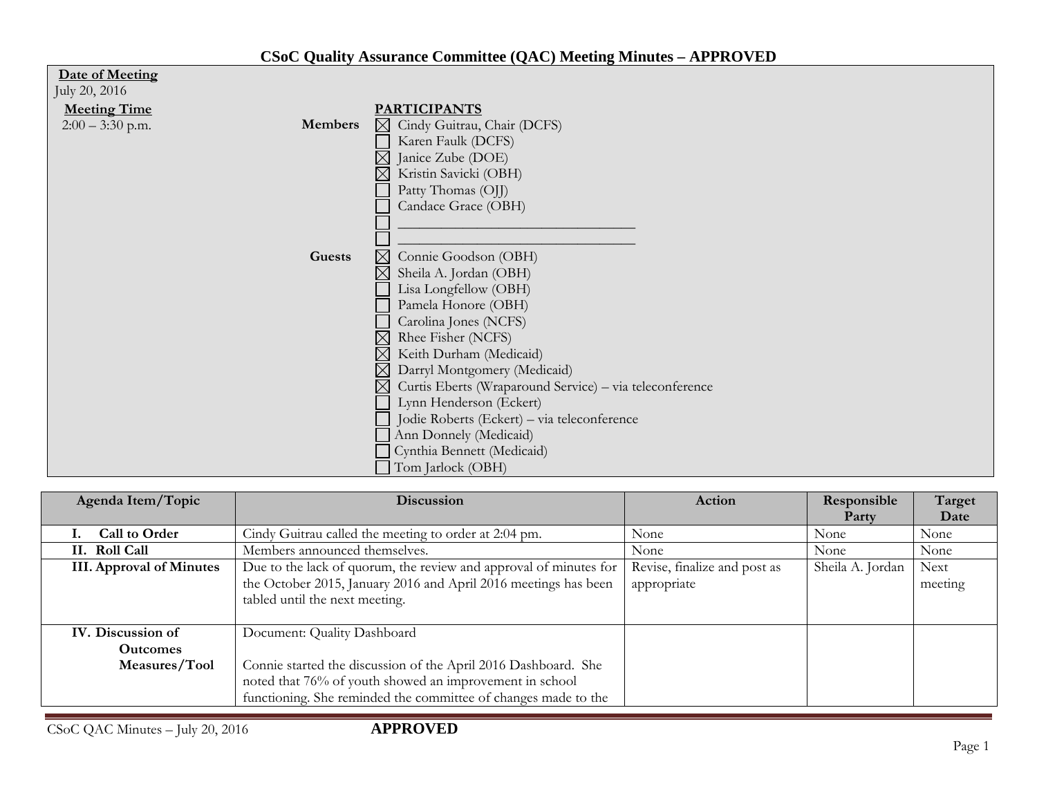# CSoC Quality Assurance Committee (QAC) Meeting Minutes – APPROVED

**Date of Meeting**
July 20, 2016

**Meeting Time**
2:00 – 3:30 p.m.

**PARTICIPANTS**

**Members**
- ☒ Cindy Guitrau, Chair (DCFS)
- ☐ Karen Faulk (DCFS)
- ☒ Janice Zube (DOE)
- ☒ Kristin Savicki (OBH)
- ☐ Patty Thomas (OJJ)
- ☐ Candace Grace (OBH)
- ☐ ______________________________
- ☐ ______________________________

**Guests**
- ☒ Connie Goodson (OBH)
- ☒ Sheila A. Jordan (OBH)
- ☐ Lisa Longfellow (OBH)
- ☐ Pamela Honore (OBH)
- ☐ Carolina Jones (NCFS)
- ☒ Rhee Fisher (NCFS)
- ☒ Keith Durham (Medicaid)
- ☒ Darryl Montgomery (Medicaid)
- ☒ Curtis Eberts (Wraparound Service) – via teleconference
- ☐ Lynn Henderson (Eckert)
- ☐ Jodie Roberts (Eckert) – via teleconference
- ☐ Ann Donnely (Medicaid)
- ☐ Cynthia Bennett (Medicaid)
- ☐ Tom Jarlock (OBH)

| Agenda Item/Topic | Discussion | Action | Responsible Party | Target Date |
|---|---|---|---|---|
| **I. Call to Order** | Cindy Guitrau called the meeting to order at 2:04 pm. | None | None | None |
| **II. Roll Call** | Members announced themselves. | None | None | None |
| **III. Approval of Minutes** | Due to the lack of quorum, the review and approval of minutes for the October 2015, January 2016 and April 2016 meetings has been tabled until the next meeting. | Revise, finalize and post as appropriate | Sheila A. Jordan | Next meeting |
| **IV. Discussion of Outcomes Measures/Tool** | Document: Quality Dashboard<br><br>Connie started the discussion of the April 2016 Dashboard. She noted that 76% of youth showed an improvement in school functioning. She reminded the committee of changes made to the | | | |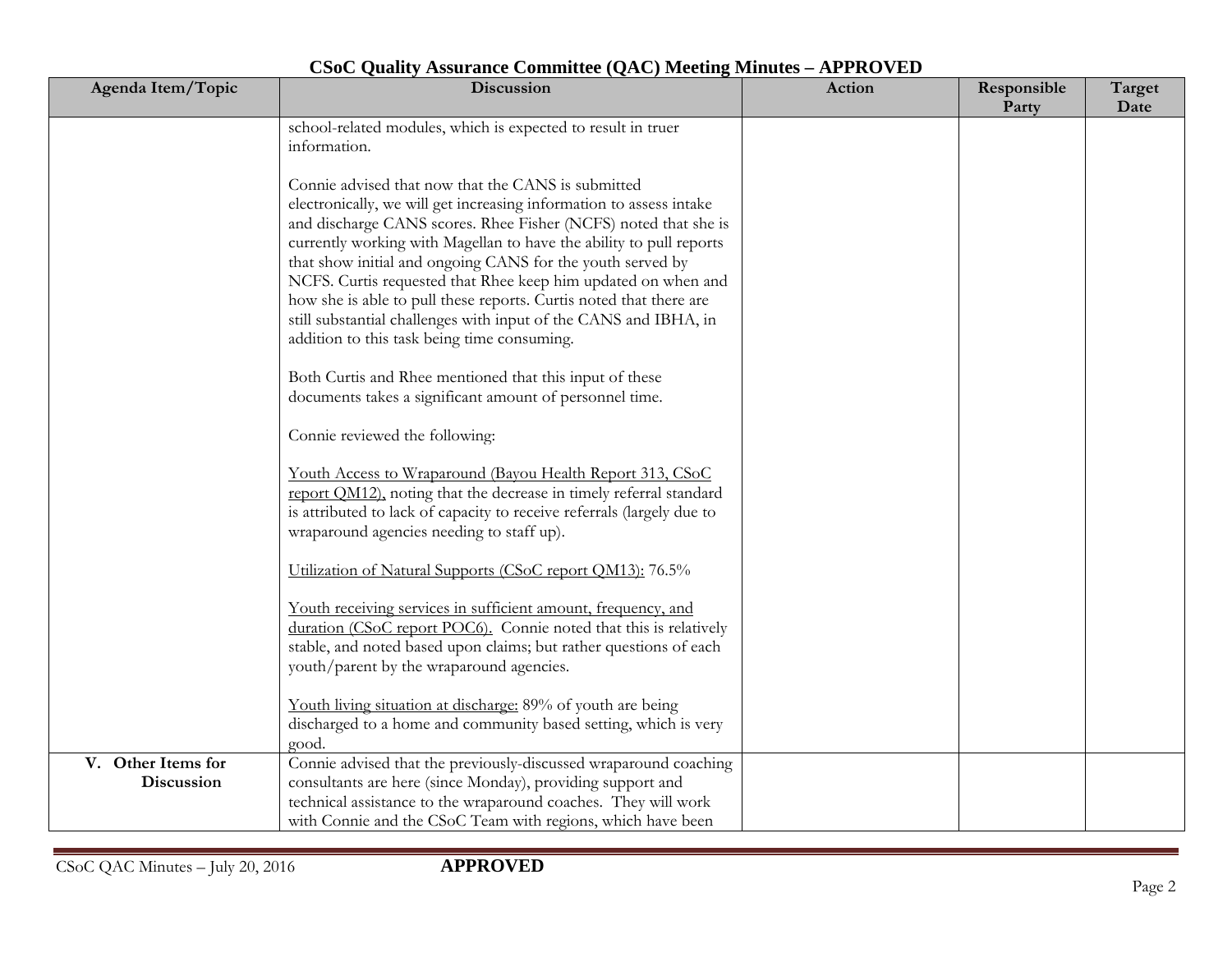# CSoC Quality Assurance Committee (QAC) Meeting Minutes – APPROVED

| Agenda Item/Topic | Discussion | Action | Responsible Party | Target Date |
|---|---|---|---|---|
| | school-related modules, which is expected to result in truer information.<br><br>Connie advised that now that the CANS is submitted electronically, we will get increasing information to assess intake and discharge CANS scores. Rhee Fisher (NCFS) noted that she is currently working with Magellan to have the ability to pull reports that show initial and ongoing CANS for the youth served by NCFS. Curtis requested that Rhee keep him updated on when and how she is able to pull these reports. Curtis noted that there are still substantial challenges with input of the CANS and IBHA, in addition to this task being time consuming.<br><br>Both Curtis and Rhee mentioned that this input of these documents takes a significant amount of personnel time.<br><br>Connie reviewed the following:<br><br><u>Youth Access to Wraparound (Bayou Health Report 313, CSoC report QM12),</u> noting that the decrease in timely referral standard is attributed to lack of capacity to receive referrals (largely due to wraparound agencies needing to staff up).<br><br><u>Utilization of Natural Supports (CSoC report QM13):</u> 76.5%<br><br><u>Youth receiving services in sufficient amount, frequency, and duration (CSoC report POC6).</u> Connie noted that this is relatively stable, and noted based upon claims; but rather questions of each youth/parent by the wraparound agencies.<br><br><u>Youth living situation at discharge:</u> 89% of youth are being discharged to a home and community based setting, which is very good. | | | |
| **V. Other Items for Discussion** | Connie advised that the previously-discussed wraparound coaching consultants are here (since Monday), providing support and technical assistance to the wraparound coaches. They will work with Connie and the CSoC Team with regions, which have been | | | |

CSoC QAC Minutes – July 20, 2016 **APPROVED**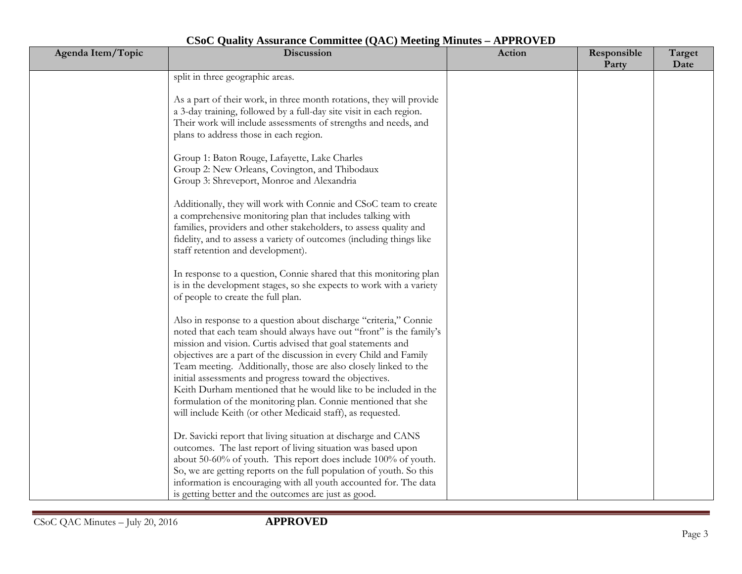# CSoC Quality Assurance Committee (QAC) Meeting Minutes – APPROVED

| Agenda Item/Topic | Discussion | Action | Responsible Party | Target Date |
|---|---|---|---|---|
| | split in three geographic areas.<br><br>As a part of their work, in three month rotations, they will provide a 3-day training, followed by a full-day site visit in each region. Their work will include assessments of strengths and needs, and plans to address those in each region.<br><br>Group 1: Baton Rouge, Lafayette, Lake Charles<br>Group 2: New Orleans, Covington, and Thibodaux<br>Group 3: Shreveport, Monroe and Alexandria<br><br>Additionally, they will work with Connie and CSoC team to create a comprehensive monitoring plan that includes talking with families, providers and other stakeholders, to assess quality and fidelity, and to assess a variety of outcomes (including things like staff retention and development).<br><br>In response to a question, Connie shared that this monitoring plan is in the development stages, so she expects to work with a variety of people to create the full plan.<br><br>Also in response to a question about discharge "criteria," Connie noted that each team should always have out "front" is the family's mission and vision. Curtis advised that goal statements and objectives are a part of the discussion in every Child and Family Team meeting. Additionally, those are also closely linked to the initial assessments and progress toward the objectives.<br>Keith Durham mentioned that he would like to be included in the formulation of the monitoring plan. Connie mentioned that she will include Keith (or other Medicaid staff), as requested.<br><br>Dr. Savicki report that living situation at discharge and CANS outcomes. The last report of living situation was based upon about 50-60% of youth. This report does include 100% of youth. So, we are getting reports on the full population of youth. So this information is encouraging with all youth accounted for. The data is getting better and the outcomes are just as good. | | | |

CSoC QAC Minutes – July 20, 2016 **APPROVED**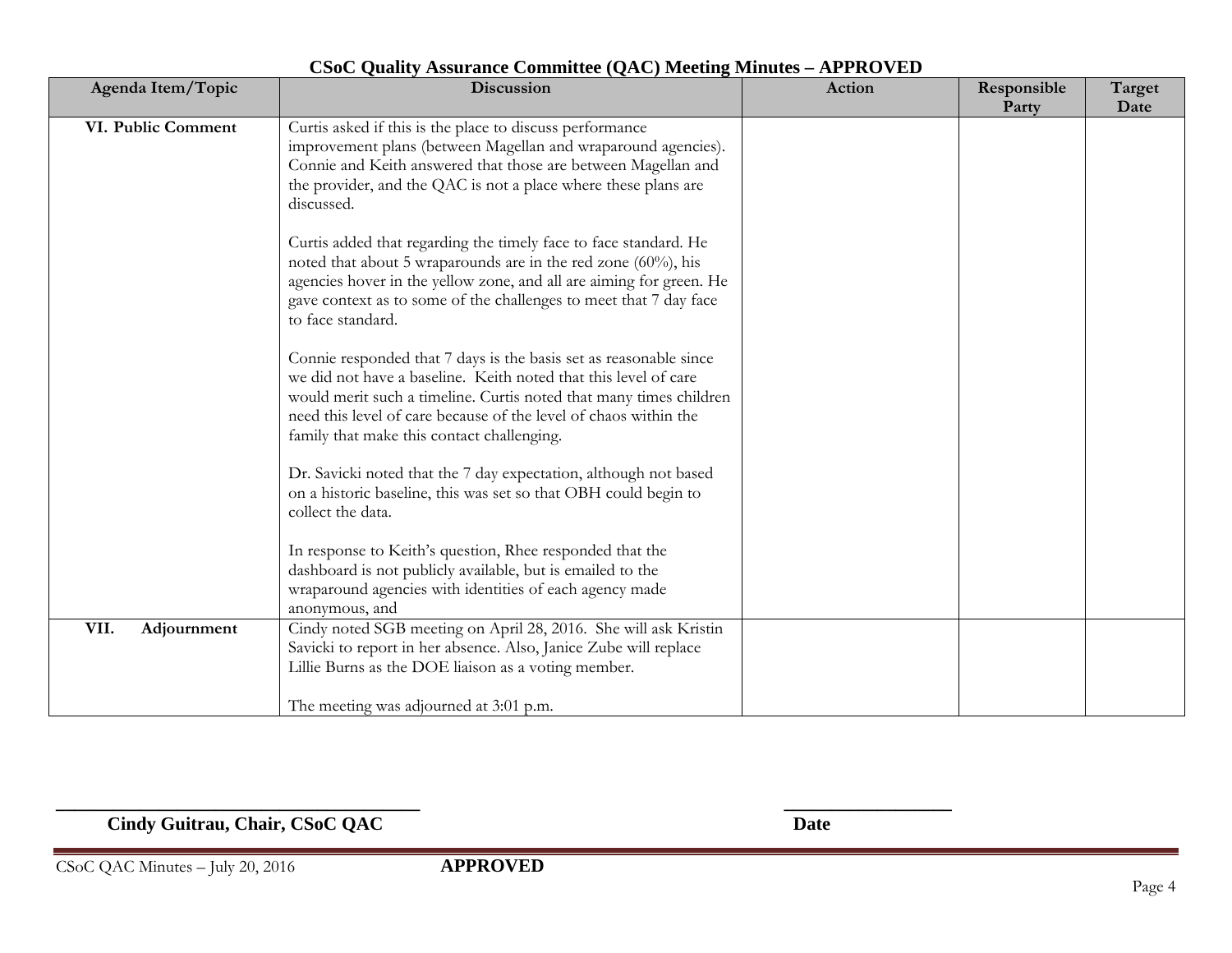# CSoC Quality Assurance Committee (QAC) Meeting Minutes – APPROVED

| Agenda Item/Topic | Discussion | Action | Responsible Party | Target Date |
|---|---|---|---|---|
| **VI. Public Comment** | Curtis asked if this is the place to discuss performance improvement plans (between Magellan and wraparound agencies). Connie and Keith answered that those are between Magellan and the provider, and the QAC is not a place where these plans are discussed.<br><br>Curtis added that regarding the timely face to face standard. He noted that about 5 wraparounds are in the red zone (60%), his agencies hover in the yellow zone, and all are aiming for green. He gave context as to some of the challenges to meet that 7 day face to face standard.<br><br>Connie responded that 7 days is the basis set as reasonable since we did not have a baseline. Keith noted that this level of care would merit such a timeline. Curtis noted that many times children need this level of care because of the level of chaos within the family that make this contact challenging.<br><br>Dr. Savicki noted that the 7 day expectation, although not based on a historic baseline, this was set so that OBH could begin to collect the data.<br><br>In response to Keith's question, Rhee responded that the dashboard is not publicly available, but is emailed to the wraparound agencies with identities of each agency made anonymous, and | | | |
| **VII. Adjournment** | Cindy noted SGB meeting on April 28, 2016. She will ask Kristin Savicki to report in her absence. Also, Janice Zube will replace Lillie Burns as the DOE liaison as a voting member.<br><br>The meeting was adjourned at 3:01 p.m. | | | |

\_\_\_\_\_\_\_\_\_\_\_\_\_\_\_\_\_\_\_\_\_\_\_\_\_\_\_\_\_\_\_\_\_\_\_\_\_\_ \_\_\_\_\_\_\_\_\_\_\_\_\_\_\_\_\_\_

**Cindy Guitrau, Chair, CSoC QAC** **Date**

CSoC QAC Minutes – July 20, 2016 **APPROVED**